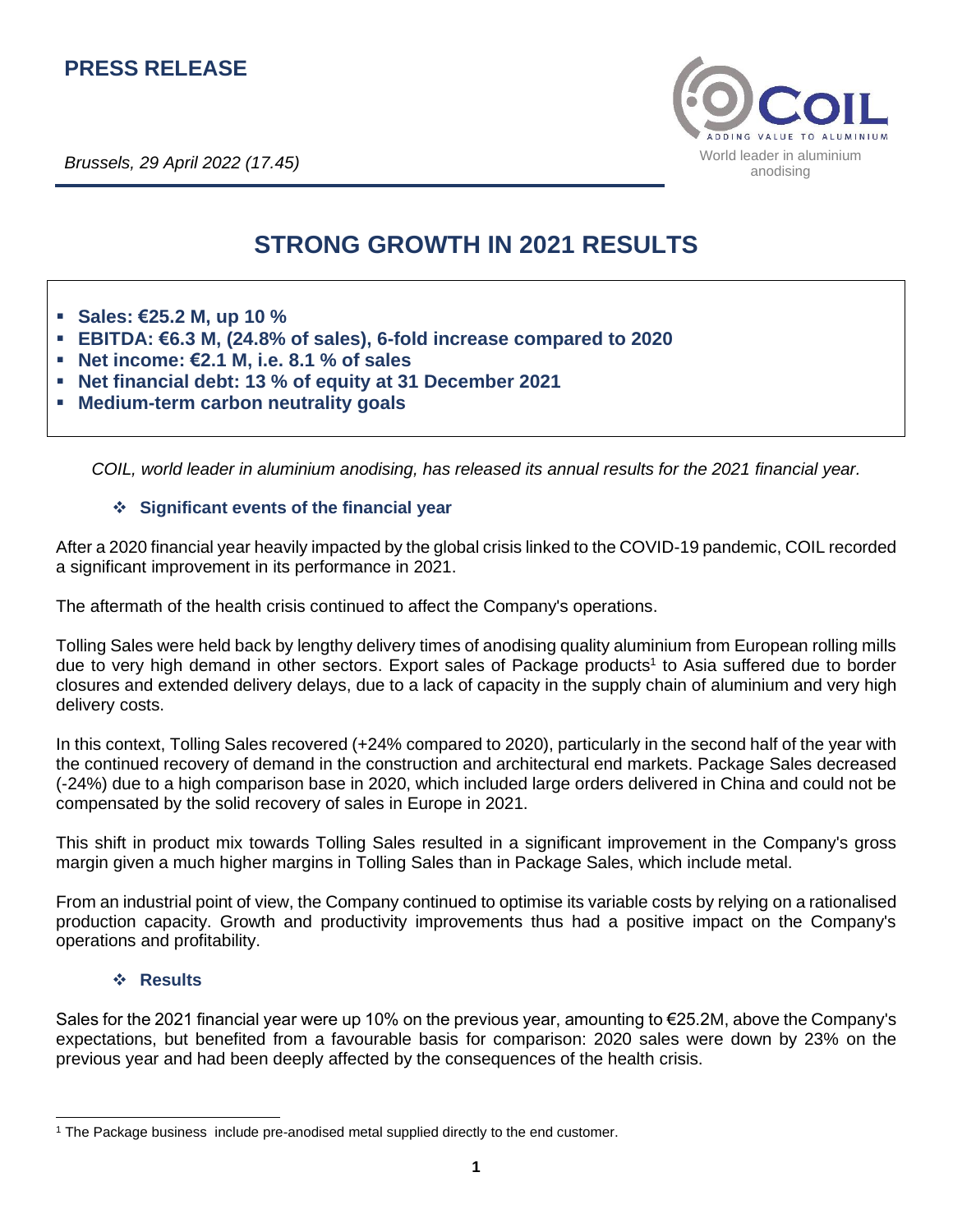# PRESS RELEASE

COIL — ADDING VALUE TO ALUMINIUM

World leader in aluminium anodising

*Brussels, 29 April 2022 (17.45)*

## STRONG GROWTH IN 2021 RESULTS

- **Sales: €25.2 M, up 10 %**
- **EBITDA: €6.3 M, (24.8% of sales), 6-fold increase compared to 2020**
- **Net income: €2.1 M, i.e. 8.1 % of sales**
- **Net financial debt: 13 % of equity at 31 December 2021**
- **Medium-term carbon neutrality goals**

*COIL, world leader in aluminium anodising, has released its annual results for the 2021 financial year.*

### ❖ Significant events of the financial year

After a 2020 financial year heavily impacted by the global crisis linked to the COVID-19 pandemic, COIL recorded a significant improvement in its performance in 2021.

The aftermath of the health crisis continued to affect the Company's operations.

Tolling Sales were held back by lengthy delivery times of anodising quality aluminium from European rolling mills due to very high demand in other sectors. Export sales of Package products[1] to Asia suffered due to border closures and extended delivery delays, due to a lack of capacity in the supply chain of aluminium and very high delivery costs.

In this context, Tolling Sales recovered (+24% compared to 2020), particularly in the second half of the year with the continued recovery of demand in the construction and architectural end markets. Package Sales decreased (-24%) due to a high comparison base in 2020, which included large orders delivered in China and could not be compensated by the solid recovery of sales in Europe in 2021.

This shift in product mix towards Tolling Sales resulted in a significant improvement in the Company's gross margin given a much higher margins in Tolling Sales than in Package Sales, which include metal.

From an industrial point of view, the Company continued to optimise its variable costs by relying on a rationalised production capacity. Growth and productivity improvements thus had a positive impact on the Company's operations and profitability.

### ❖ Results

Sales for the 2021 financial year were up 10% on the previous year, amounting to €25.2M, above the Company's expectations, but benefited from a favourable basis for comparison: 2020 sales were down by 23% on the previous year and had been deeply affected by the consequences of the health crisis.

---

[1] The Package business include pre-anodised metal supplied directly to the end customer.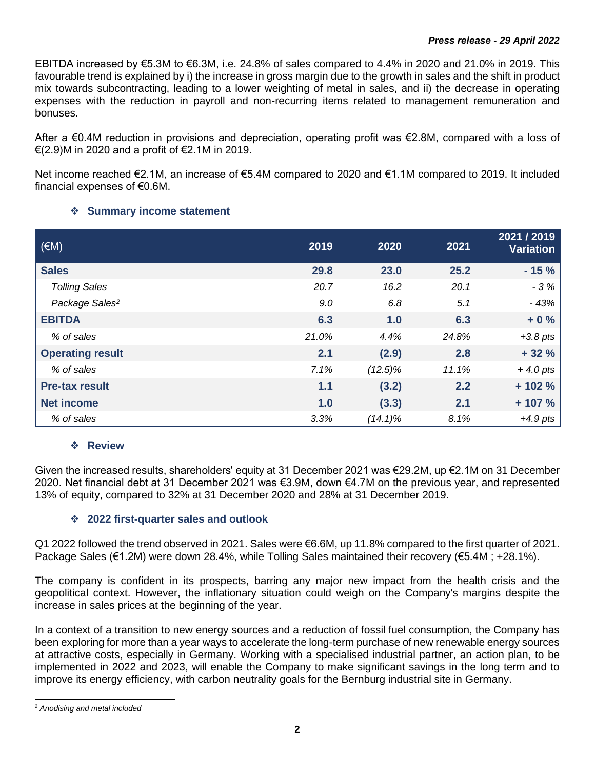EBITDA increased by €5.3M to €6.3M, i.e. 24.8% of sales compared to 4.4% in 2020 and 21.0% in 2019. This favourable trend is explained by i) the increase in gross margin due to the growth in sales and the shift in product mix towards subcontracting, leading to a lower weighting of metal in sales, and ii) the decrease in operating expenses with the reduction in payroll and non-recurring items related to management remuneration and bonuses.

After a €0.4M reduction in provisions and depreciation, operating profit was €2.8M, compared with a loss of €(2.9)M in 2020 and a profit of €2.1M in 2019.

Net income reached €2.1M, an increase of €5.4M compared to 2020 and €1.1M compared to 2019. It included financial expenses of €0.6M.

### ❖ Summary income statement

| (€M) | 2019 | 2020 | 2021 | 2021 / 2019 Variation |
|---|---|---|---|---|
| **Sales** | **29.8** | **23.0** | **25.2** | **- 15 %** |
| *Tolling Sales* | *20.7* | *16.2* | *20.1* | *- 3 %* |
| *Package Sales[2]* | *9.0* | *6.8* | *5.1* | *- 43%* |
| **EBITDA** | **6.3** | **1.0** | **6.3** | **+ 0 %** |
| *% of sales* | *21.0%* | *4.4%* | *24.8%* | *+3.8 pts* |
| **Operating result** | **2.1** | **(2.9)** | **2.8** | **+ 32 %** |
| *% of sales* | *7.1%* | *(12.5)%* | *11.1%* | *+ 4.0 pts* |
| **Pre-tax result** | **1.1** | **(3.2)** | **2.2** | **+ 102 %** |
| **Net income** | **1.0** | **(3.3)** | **2.1** | **+ 107 %** |
| *% of sales* | *3.3%* | *(14.1)%* | *8.1%* | *+4.9 pts* |

### ❖ Review

Given the increased results, shareholders' equity at 31 December 2021 was €29.2M, up €2.1M on 31 December 2020. Net financial debt at 31 December 2021 was €3.9M, down €4.7M on the previous year, and represented 13% of equity, compared to 32% at 31 December 2020 and 28% at 31 December 2019.

### ❖ 2022 first-quarter sales and outlook

Q1 2022 followed the trend observed in 2021. Sales were €6.6M, up 11.8% compared to the first quarter of 2021. Package Sales (€1.2M) were down 28.4%, while Tolling Sales maintained their recovery (€5.4M ; +28.1%).

The company is confident in its prospects, barring any major new impact from the health crisis and the geopolitical context. However, the inflationary situation could weigh on the Company's margins despite the increase in sales prices at the beginning of the year.

In a context of a transition to new energy sources and a reduction of fossil fuel consumption, the Company has been exploring for more than a year ways to accelerate the long-term purchase of new renewable energy sources at attractive costs, especially in Germany. Working with a specialised industrial partner, an action plan, to be implemented in 2022 and 2023, will enable the Company to make significant savings in the long term and to improve its energy efficiency, with carbon neutrality goals for the Bernburg industrial site in Germany.

---

[2] *Anodising and metal included*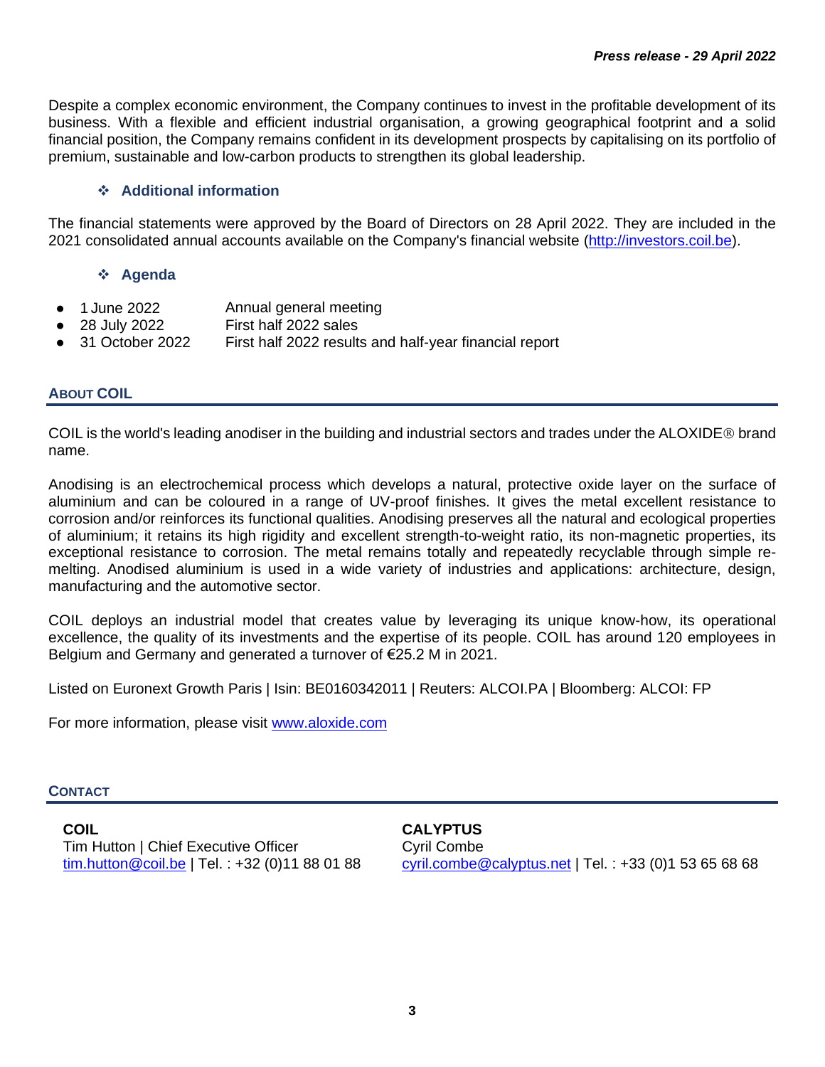Despite a complex economic environment, the Company continues to invest in the profitable development of its business. With a flexible and efficient industrial organisation, a growing geographical footprint and a solid financial position, the Company remains confident in its development prospects by capitalising on its portfolio of premium, sustainable and low-carbon products to strengthen its global leadership.

### ❖ Additional information

The financial statements were approved by the Board of Directors on 28 April 2022. They are included in the 2021 consolidated annual accounts available on the Company's financial website (http://investors.coil.be).

### ❖ Agenda

- 1 June 2022 — Annual general meeting
- 28 July 2022 — First half 2022 sales
- 31 October 2022 — First half 2022 results and half-year financial report

## ABOUT COIL

COIL is the world's leading anodiser in the building and industrial sectors and trades under the ALOXIDE® brand name.

Anodising is an electrochemical process which develops a natural, protective oxide layer on the surface of aluminium and can be coloured in a range of UV-proof finishes. It gives the metal excellent resistance to corrosion and/or reinforces its functional qualities. Anodising preserves all the natural and ecological properties of aluminium; it retains its high rigidity and excellent strength-to-weight ratio, its non-magnetic properties, its exceptional resistance to corrosion. The metal remains totally and repeatedly recyclable through simple re-melting. Anodised aluminium is used in a wide variety of industries and applications: architecture, design, manufacturing and the automotive sector.

COIL deploys an industrial model that creates value by leveraging its unique know-how, its operational excellence, the quality of its investments and the expertise of its people. COIL has around 120 employees in Belgium and Germany and generated a turnover of €25.2 M in 2021.

Listed on Euronext Growth Paris | Isin: BE0160342011 | Reuters: ALCOI.PA | Bloomberg: ALCOI: FP

For more information, please visit www.aloxide.com

## CONTACT

**COIL**
Tim Hutton | Chief Executive Officer
tim.hutton@coil.be | Tel. : +32 (0)11 88 01 88

**CALYPTUS**
Cyril Combe
cyril.combe@calyptus.net | Tel. : +33 (0)1 53 65 68 68